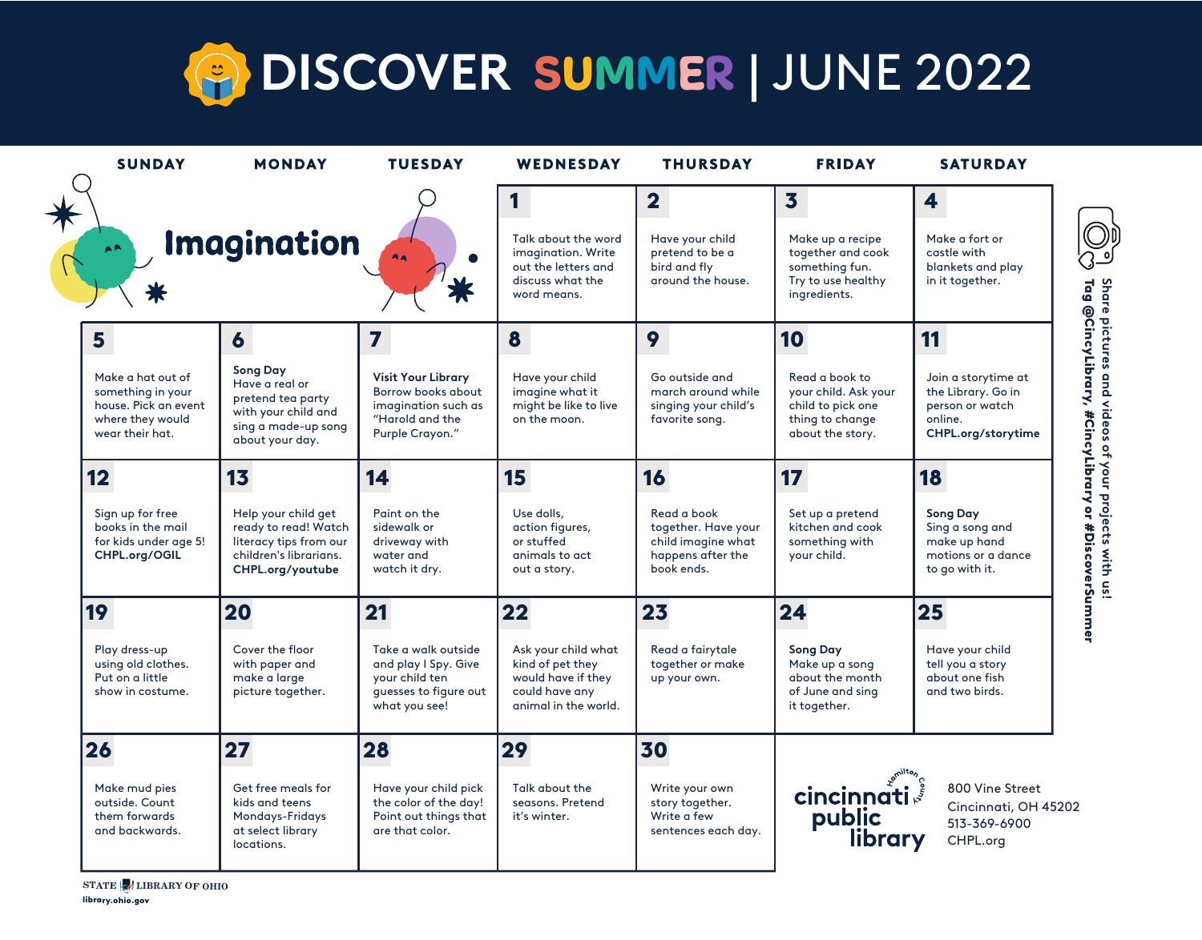# DISCOVER SUMMER | JUNE 2022

## Imagination

| SUNDAY | MONDAY | TUESDAY | WEDNESDAY | THURSDAY | FRIDAY | SATURDAY |
|---|---|---|---|---|---|---|
| | | | **1** Talk about the word imagination. Write out the letters and discuss what the word means. | **2** Have your child pretend to be a bird and fly around the house. | **3** Make up a recipe together and cook something fun. Try to use healthy ingredients. | **4** Make a fort or castle with blankets and play in it together. |
| **5** Make a hat out of something in your house. Pick an event where they would wear their hat. | **6** **Song Day** Have a real or pretend tea party with your child and sing a made-up song about your day. | **7** **Visit Your Library** Borrow books about imagination such as "Harold and the Purple Crayon." | **8** Have your child imagine what it might be like to live on the moon. | **9** Go outside and march around while singing your child's favorite song. | **10** Read a book to your child. Ask your child to pick one thing to change about the story. | **11** Join a storytime at the Library. Go in person or watch online. **CHPL.org/storytime** |
| **12** Sign up for free books in the mail for kids under age 5! **CHPL.org/OGIL** | **13** Help your child get ready to read! Watch literacy tips from our children's librarians. **CHPL.org/youtube** | **14** Paint on the sidewalk or driveway with water and watch it dry. | **15** Use dolls, action figures, or stuffed animals to act out a story. | **16** Read a book together. Have your child imagine what happens after the book ends. | **17** Set up a pretend kitchen and cook something with your child. | **18** **Song Day** Sing a song and make up hand motions or a dance to go with it. |
| **19** Play dress-up using old clothes. Put on a little show in costume. | **20** Cover the floor with paper and make a large picture together. | **21** Take a walk outside and play I Spy. Give your child ten guesses to figure out what you see! | **22** Ask your child what kind of pet they would have if they could have any animal in the world. | **23** Read a fairytale together or make up your own. | **24** **Song Day** Make up a song about the month of June and sing it together. | **25** Have your child tell you a story about one fish and two birds. |
| **26** Make mud pies outside. Count them forwards and backwards. | **27** Get free meals for kids and teens Mondays-Fridays at select library locations. | **28** Have your child pick the color of the day! Point out things that are that color. | **29** Talk about the seasons. Pretend it's winter. | **30** Write your own story together. Write a few sentences each day. | | |

Share pictures and videos of your projects with us!
Tag @CincyLibrary, #CincyLibrary or #DiscoverSummer

Hamilton County cincinnati public library
800 Vine Street
Cincinnati, OH 45202
513-369-6900
CHPL.org

STATE LIBRARY OF OHIO
library.ohio.gov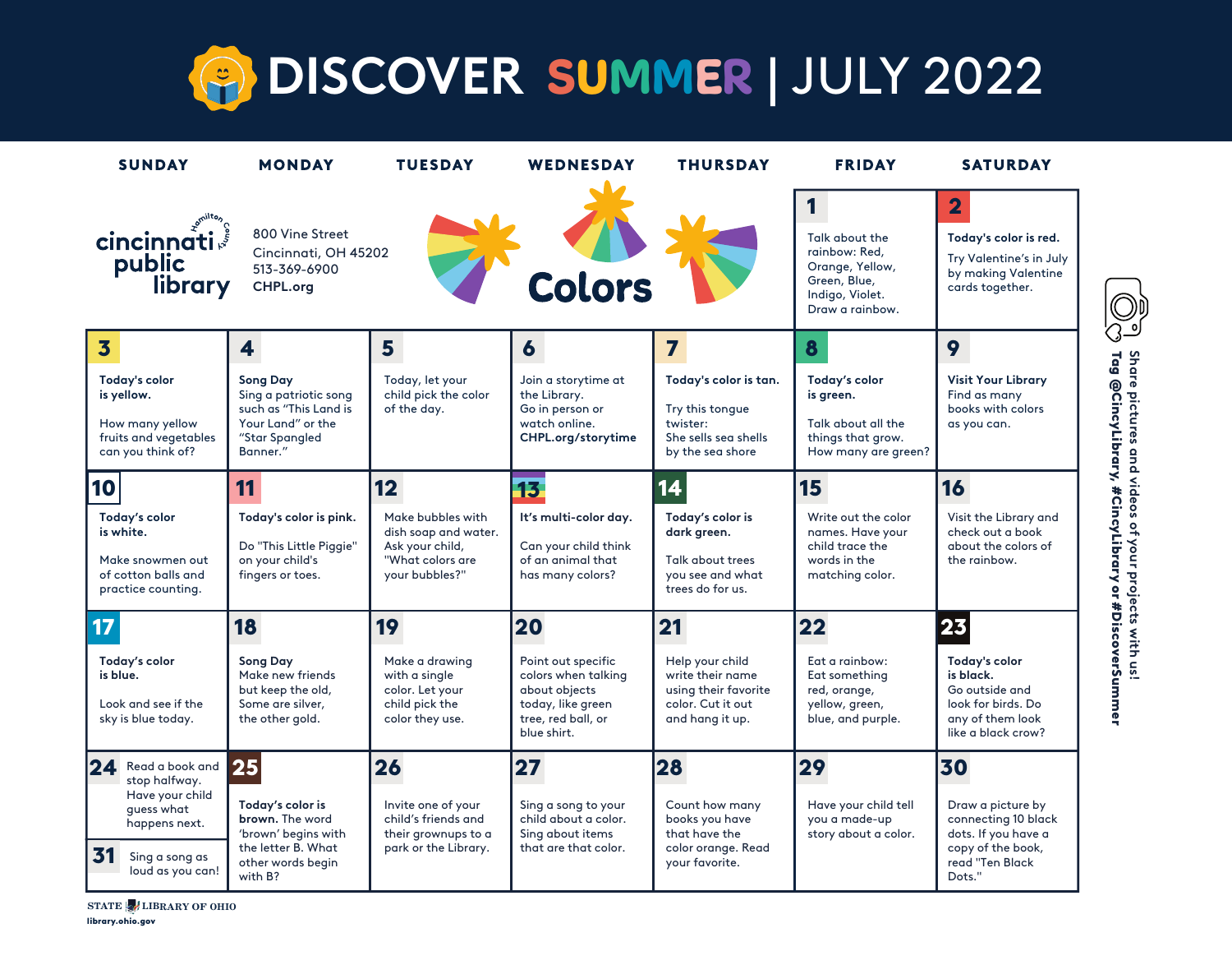# DISCOVER SUMMER | JULY 2022

cincinnati public library (Hamilton County)

800 Vine Street
Cincinnati, OH 45202
513-369-6900
CHPL.org

## Colors

| SUNDAY | MONDAY | TUESDAY | WEDNESDAY | THURSDAY | FRIDAY | SATURDAY |
|---|---|---|---|---|---|---|
| | | | | | **1** Talk about the rainbow: Red, Orange, Yellow, Green, Blue, Indigo, Violet. Draw a rainbow. | **2** **Today's color is red.** Try Valentine's in July by making Valentine cards together. |
| **3** **Today's color is yellow.** How many yellow fruits and vegetables can you think of? | **4** **Song Day** Sing a patriotic song such as "This Land is Your Land" or the "Star Spangled Banner." | **5** Today, let your child pick the color of the day. | **6** Join a storytime at the Library. Go in person or watch online. **CHPL.org/storytime** | **7** **Today's color is tan.** Try this tongue twister: She sells sea shells by the sea shore | **8** **Today's color is green.** Talk about all the things that grow. How many are green? | **9** **Visit Your Library** Find as many books with colors as you can. |
| **10** **Today's color is white.** Make snowmen out of cotton balls and practice counting. | **11** **Today's color is pink.** Do "This Little Piggie" on your child's fingers or toes. | **12** Make bubbles with dish soap and water. Ask your child, "What colors are your bubbles?" | **13** **It's multi-color day.** Can your child think of an animal that has many colors? | **14** **Today's color is dark green.** Talk about trees you see and what trees do for us. | **15** Write out the color names. Have your child trace the words in the matching color. | **16** Visit the Library and check out a book about the colors of the rainbow. |
| **17** **Today's color is blue.** Look and see if the sky is blue today. | **18** **Song Day** Make new friends but keep the old, Some are silver, the other gold. | **19** Make a drawing with a single color. Let your child pick the color they use. | **20** Point out specific colors when talking about objects today, like green tree, red ball, or blue shirt. | **21** Help your child write their name using their favorite color. Cut it out and hang it up. | **22** Eat a rainbow: Eat something red, orange, yellow, green, blue, and purple. | **23** **Today's color is black.** Go outside and look for birds. Do any of them look like a black crow? |
| **24** Read a book and stop halfway. Have your child guess what happens next. **31** Sing a song as loud as you can! | **25** **Today's color is brown.** The word 'brown' begins with the letter B. What other words begin with B? | **26** Invite one of your child's friends and their grownups to a park or the Library. | **27** Sing a song to your child about a color. Sing about items that are that color. | **28** Count how many books you have that have the color orange. Read your favorite. | **29** Have your child tell you a made-up story about a color. | **30** Draw a picture by connecting 10 black dots. If you have a copy of the book, read "Ten Black Dots." |

Share pictures and videos of your projects with us! Tag @CincyLibrary, #CincyLibrary or #DiscoverSummer

STATE LIBRARY OF OHIO
library.ohio.gov